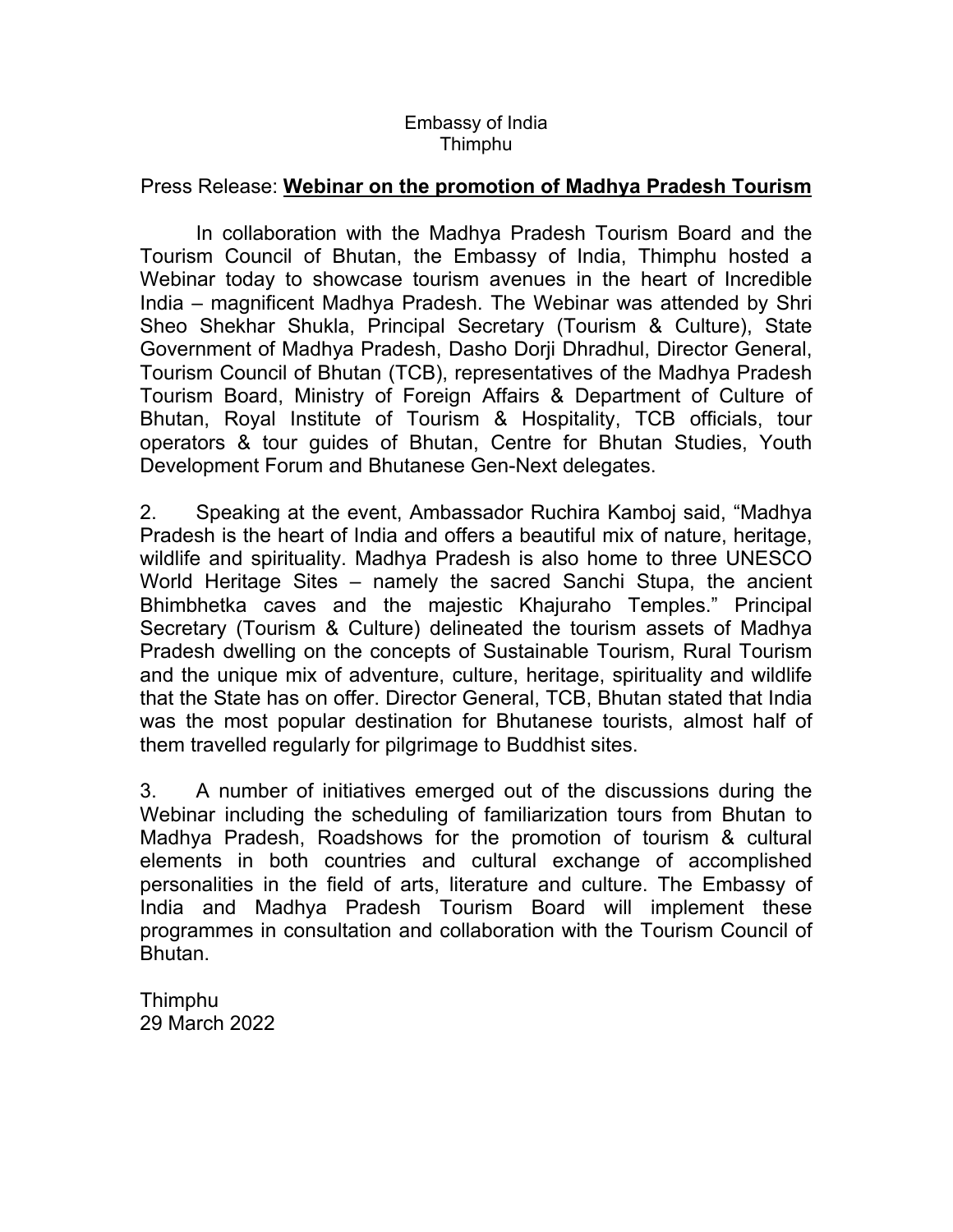Embassy of India
Thimphu

Press Release: **Webinar on the promotion of Madhya Pradesh Tourism**

In collaboration with the Madhya Pradesh Tourism Board and the Tourism Council of Bhutan, the Embassy of India, Thimphu hosted a Webinar today to showcase tourism avenues in the heart of Incredible India – magnificent Madhya Pradesh. The Webinar was attended by Shri Sheo Shekhar Shukla, Principal Secretary (Tourism & Culture), State Government of Madhya Pradesh, Dasho Dorji Dhradhul, Director General, Tourism Council of Bhutan (TCB), representatives of the Madhya Pradesh Tourism Board, Ministry of Foreign Affairs & Department of Culture of Bhutan, Royal Institute of Tourism & Hospitality, TCB officials, tour operators & tour guides of Bhutan, Centre for Bhutan Studies, Youth Development Forum and Bhutanese Gen-Next delegates.

2. Speaking at the event, Ambassador Ruchira Kamboj said, "Madhya Pradesh is the heart of India and offers a beautiful mix of nature, heritage, wildlife and spirituality. Madhya Pradesh is also home to three UNESCO World Heritage Sites – namely the sacred Sanchi Stupa, the ancient Bhimbhetka caves and the majestic Khajuraho Temples." Principal Secretary (Tourism & Culture) delineated the tourism assets of Madhya Pradesh dwelling on the concepts of Sustainable Tourism, Rural Tourism and the unique mix of adventure, culture, heritage, spirituality and wildlife that the State has on offer. Director General, TCB, Bhutan stated that India was the most popular destination for Bhutanese tourists, almost half of them travelled regularly for pilgrimage to Buddhist sites.

3. A number of initiatives emerged out of the discussions during the Webinar including the scheduling of familiarization tours from Bhutan to Madhya Pradesh, Roadshows for the promotion of tourism & cultural elements in both countries and cultural exchange of accomplished personalities in the field of arts, literature and culture. The Embassy of India and Madhya Pradesh Tourism Board will implement these programmes in consultation and collaboration with the Tourism Council of Bhutan.

Thimphu
29 March 2022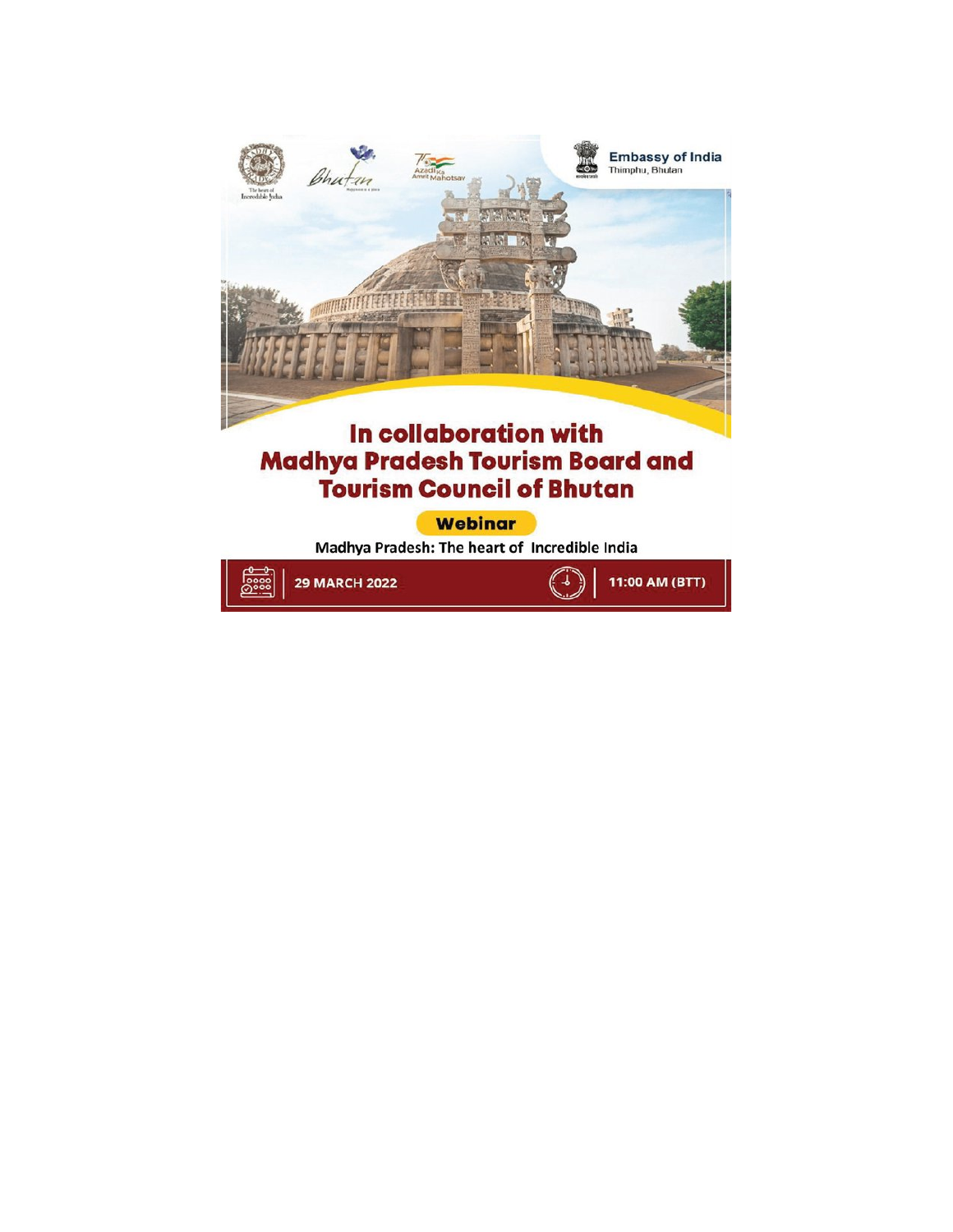Embassy of India
Thimphu, Bhutan

# In collaboration with Madhya Pradesh Tourism Board and Tourism Council of Bhutan

**Webinar**

Madhya Pradesh: The heart of Incredible India

29 MARCH 2022

11:00 AM (BTT)